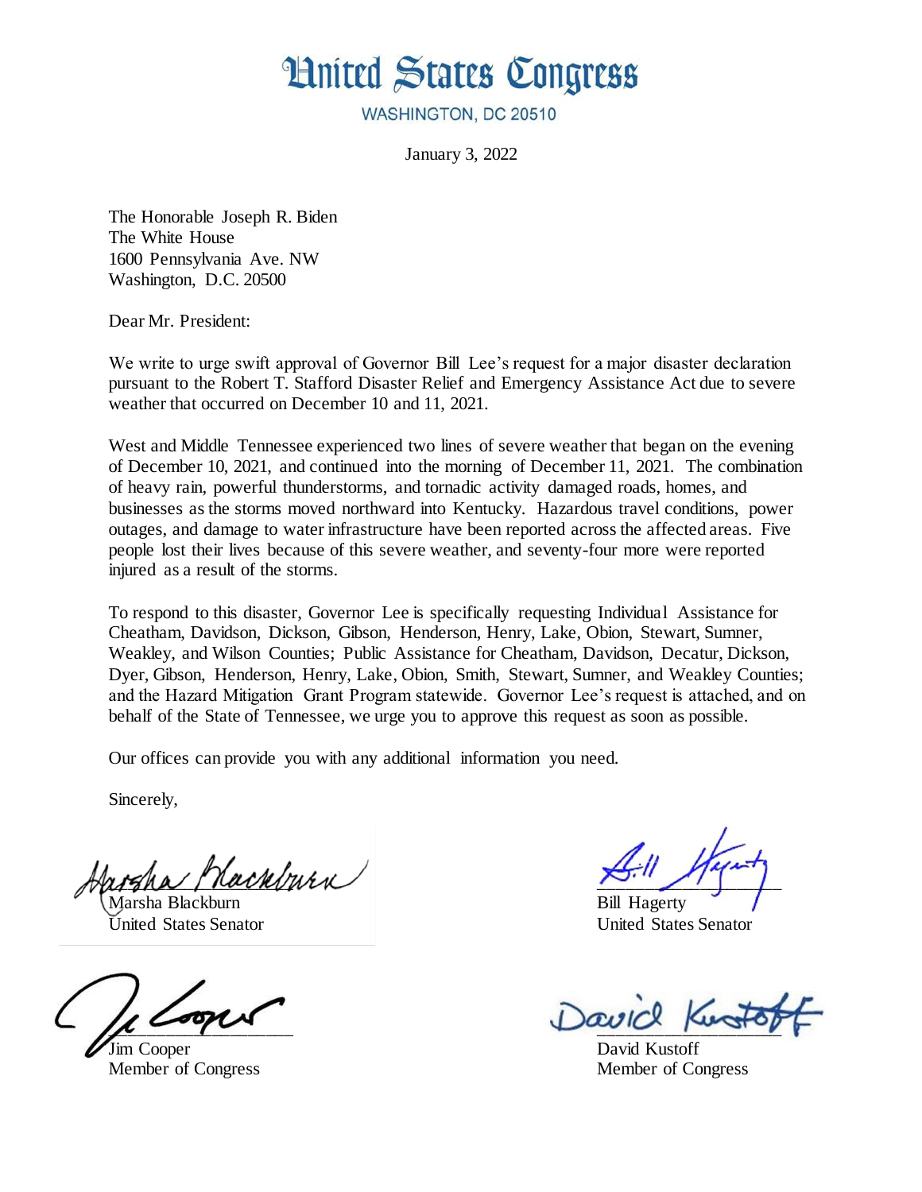# United States Congress

WASHINGTON, DC 20510

January 3, 2022

The Honorable Joseph R. Biden
The White House
1600 Pennsylvania Ave. NW
Washington, D.C. 20500

Dear Mr. President:

We write to urge swift approval of Governor Bill Lee's request for a major disaster declaration pursuant to the Robert T. Stafford Disaster Relief and Emergency Assistance Act due to severe weather that occurred on December 10 and 11, 2021.

West and Middle Tennessee experienced two lines of severe weather that began on the evening of December 10, 2021, and continued into the morning of December 11, 2021. The combination of heavy rain, powerful thunderstorms, and tornadic activity damaged roads, homes, and businesses as the storms moved northward into Kentucky. Hazardous travel conditions, power outages, and damage to water infrastructure have been reported across the affected areas. Five people lost their lives because of this severe weather, and seventy-four more were reported injured as a result of the storms.

To respond to this disaster, Governor Lee is specifically requesting Individual Assistance for Cheatham, Davidson, Dickson, Gibson, Henderson, Henry, Lake, Obion, Stewart, Sumner, Weakley, and Wilson Counties; Public Assistance for Cheatham, Davidson, Decatur, Dickson, Dyer, Gibson, Henderson, Henry, Lake, Obion, Smith, Stewart, Sumner, and Weakley Counties; and the Hazard Mitigation Grant Program statewide. Governor Lee's request is attached, and on behalf of the State of Tennessee, we urge you to approve this request as soon as possible.

Our offices can provide you with any additional information you need.

Sincerely,

Marsha Blackburn
United States Senator

Bill Hagerty
United States Senator

Jim Cooper
Member of Congress

David Kustoff
Member of Congress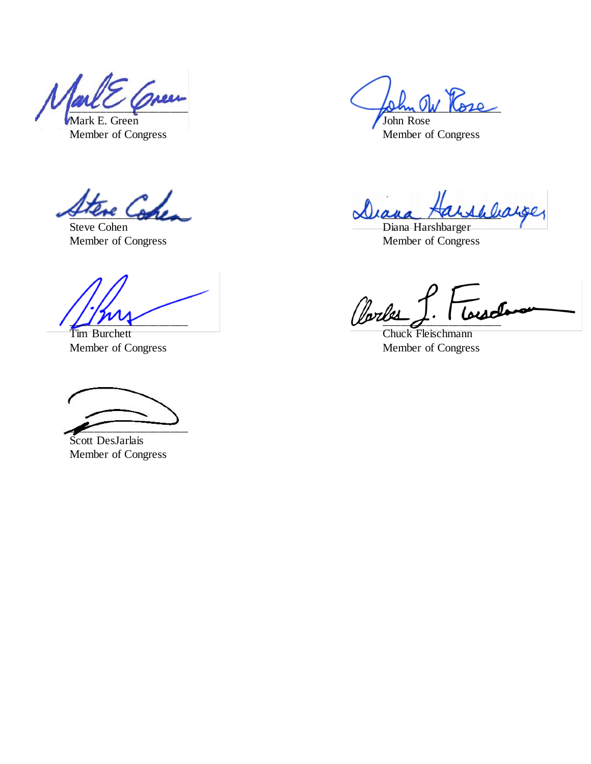Mark E. Green
Member of Congress

John Rose
Member of Congress

Steve Cohen
Member of Congress

Diana Harshbarger
Member of Congress

Tim Burchett
Member of Congress

Chuck Fleischmann
Member of Congress

Scott DesJarlais
Member of Congress